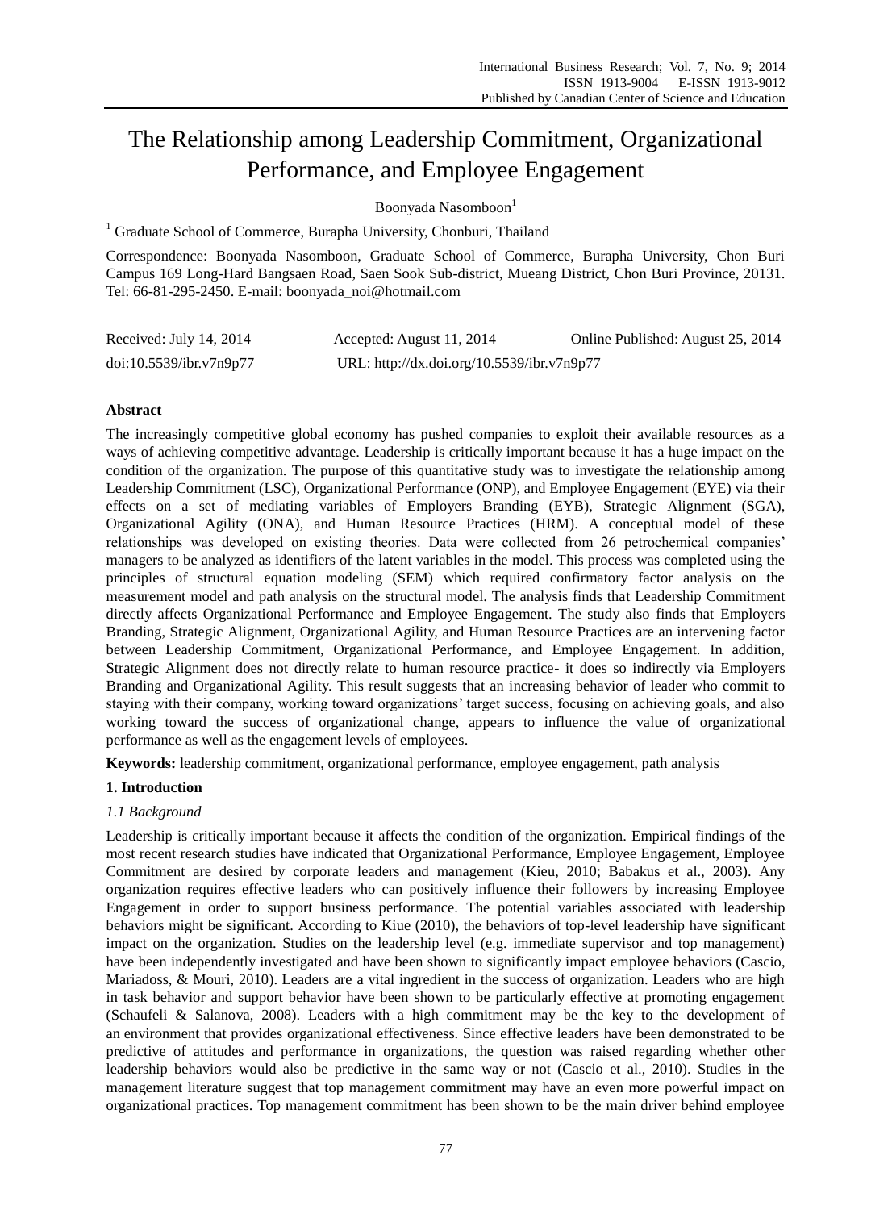# The Relationship among Leadership Commitment, Organizational Performance, and Employee Engagement

Boonyada Nasomboon[1]

[1] Graduate School of Commerce, Burapha University, Chonburi, Thailand

Correspondence: Boonyada Nasomboon, Graduate School of Commerce, Burapha University, Chon Buri Campus 169 Long-Hard Bangsaen Road, Saen Sook Sub-district, Mueang District, Chon Buri Province, 20131. Tel: 66-81-295-2450. E-mail: boonyada_noi@hotmail.com

Received: July 14, 2014 Accepted: August 11, 2014 Online Published: August 25, 2014

doi:10.5539/ibr.v7n9p77 URL: http://dx.doi.org/10.5539/ibr.v7n9p77

## Abstract

The increasingly competitive global economy has pushed companies to exploit their available resources as a ways of achieving competitive advantage. Leadership is critically important because it has a huge impact on the condition of the organization. The purpose of this quantitative study was to investigate the relationship among Leadership Commitment (LSC), Organizational Performance (ONP), and Employee Engagement (EYE) via their effects on a set of mediating variables of Employers Branding (EYB), Strategic Alignment (SGA), Organizational Agility (ONA), and Human Resource Practices (HRM). A conceptual model of these relationships was developed on existing theories. Data were collected from 26 petrochemical companies' managers to be analyzed as identifiers of the latent variables in the model. This process was completed using the principles of structural equation modeling (SEM) which required confirmatory factor analysis on the measurement model and path analysis on the structural model. The analysis finds that Leadership Commitment directly affects Organizational Performance and Employee Engagement. The study also finds that Employers Branding, Strategic Alignment, Organizational Agility, and Human Resource Practices are an intervening factor between Leadership Commitment, Organizational Performance, and Employee Engagement. In addition, Strategic Alignment does not directly relate to human resource practice- it does so indirectly via Employers Branding and Organizational Agility. This result suggests that an increasing behavior of leader who commit to staying with their company, working toward organizations' target success, focusing on achieving goals, and also working toward the success of organizational change, appears to influence the value of organizational performance as well as the engagement levels of employees.

**Keywords:** leadership commitment, organizational performance, employee engagement, path analysis

## 1. Introduction

### *1.1 Background*

Leadership is critically important because it affects the condition of the organization. Empirical findings of the most recent research studies have indicated that Organizational Performance, Employee Engagement, Employee Commitment are desired by corporate leaders and management (Kieu, 2010; Babakus et al., 2003). Any organization requires effective leaders who can positively influence their followers by increasing Employee Engagement in order to support business performance. The potential variables associated with leadership behaviors might be significant. According to Kiue (2010), the behaviors of top-level leadership have significant impact on the organization. Studies on the leadership level (e.g. immediate supervisor and top management) have been independently investigated and have been shown to significantly impact employee behaviors (Cascio, Mariadoss, & Mouri, 2010). Leaders are a vital ingredient in the success of organization. Leaders who are high in task behavior and support behavior have been shown to be particularly effective at promoting engagement (Schaufeli & Salanova, 2008). Leaders with a high commitment may be the key to the development of an environment that provides organizational effectiveness. Since effective leaders have been demonstrated to be predictive of attitudes and performance in organizations, the question was raised regarding whether other leadership behaviors would also be predictive in the same way or not (Cascio et al., 2010). Studies in the management literature suggest that top management commitment may have an even more powerful impact on organizational practices. Top management commitment has been shown to be the main driver behind employee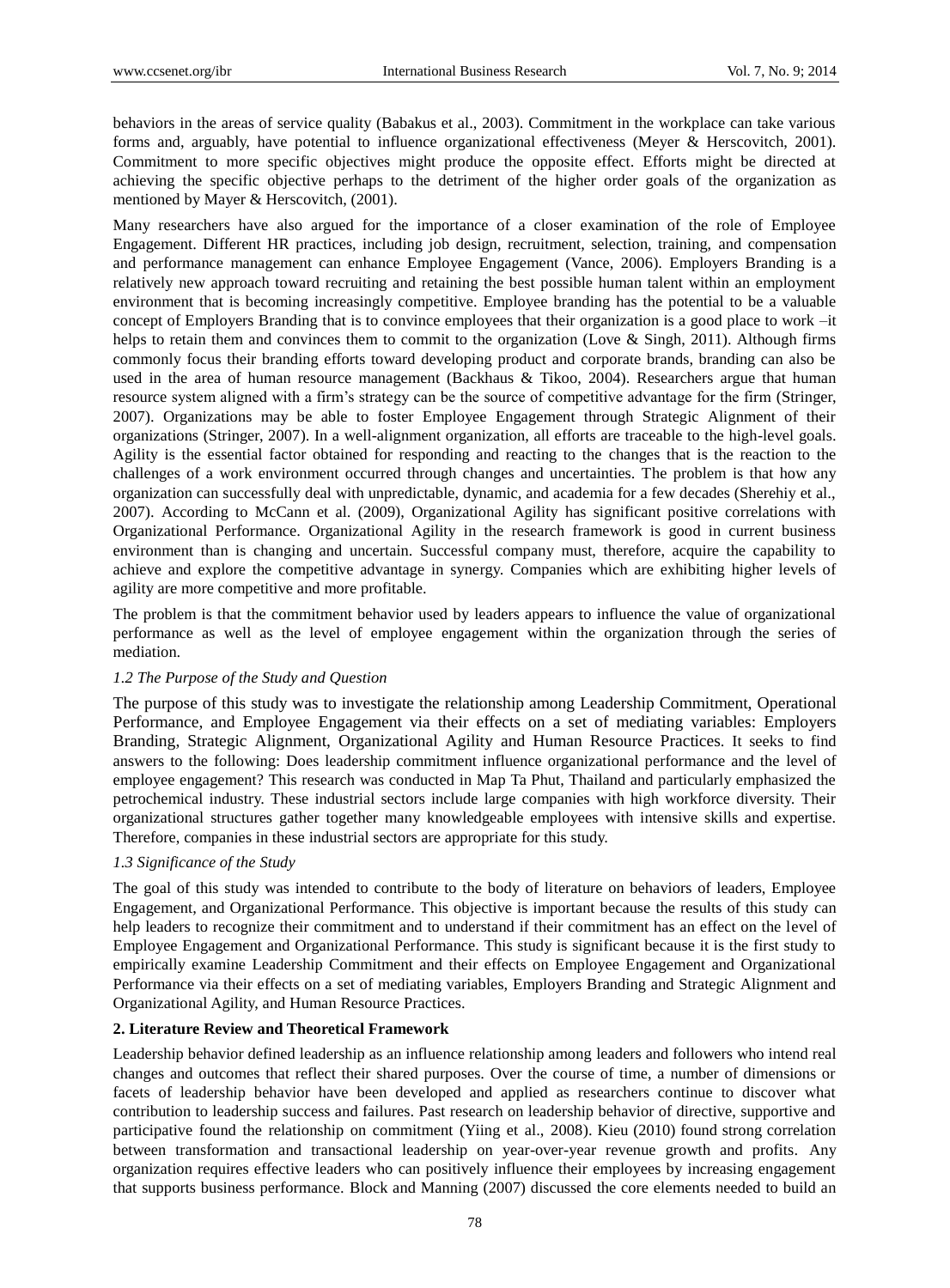behaviors in the areas of service quality (Babakus et al., 2003). Commitment in the workplace can take various forms and, arguably, have potential to influence organizational effectiveness (Meyer & Herscovitch, 2001). Commitment to more specific objectives might produce the opposite effect. Efforts might be directed at achieving the specific objective perhaps to the detriment of the higher order goals of the organization as mentioned by Mayer & Herscovitch, (2001).

Many researchers have also argued for the importance of a closer examination of the role of Employee Engagement. Different HR practices, including job design, recruitment, selection, training, and compensation and performance management can enhance Employee Engagement (Vance, 2006). Employers Branding is a relatively new approach toward recruiting and retaining the best possible human talent within an employment environment that is becoming increasingly competitive. Employee branding has the potential to be a valuable concept of Employers Branding that is to convince employees that their organization is a good place to work –it helps to retain them and convinces them to commit to the organization (Love & Singh, 2011). Although firms commonly focus their branding efforts toward developing product and corporate brands, branding can also be used in the area of human resource management (Backhaus & Tikoo, 2004). Researchers argue that human resource system aligned with a firm's strategy can be the source of competitive advantage for the firm (Stringer, 2007). Organizations may be able to foster Employee Engagement through Strategic Alignment of their organizations (Stringer, 2007). In a well-alignment organization, all efforts are traceable to the high-level goals. Agility is the essential factor obtained for responding and reacting to the changes that is the reaction to the challenges of a work environment occurred through changes and uncertainties. The problem is that how any organization can successfully deal with unpredictable, dynamic, and academia for a few decades (Sherehiy et al., 2007). According to McCann et al. (2009), Organizational Agility has significant positive correlations with Organizational Performance. Organizational Agility in the research framework is good in current business environment than is changing and uncertain. Successful company must, therefore, acquire the capability to achieve and explore the competitive advantage in synergy. Companies which are exhibiting higher levels of agility are more competitive and more profitable.

The problem is that the commitment behavior used by leaders appears to influence the value of organizational performance as well as the level of employee engagement within the organization through the series of mediation.

### *1.2 The Purpose of the Study and Question*

The purpose of this study was to investigate the relationship among Leadership Commitment, Operational Performance, and Employee Engagement via their effects on a set of mediating variables: Employers Branding, Strategic Alignment, Organizational Agility and Human Resource Practices. It seeks to find answers to the following: Does leadership commitment influence organizational performance and the level of employee engagement? This research was conducted in Map Ta Phut, Thailand and particularly emphasized the petrochemical industry. These industrial sectors include large companies with high workforce diversity. Their organizational structures gather together many knowledgeable employees with intensive skills and expertise. Therefore, companies in these industrial sectors are appropriate for this study.

### *1.3 Significance of the Study*

The goal of this study was intended to contribute to the body of literature on behaviors of leaders, Employee Engagement, and Organizational Performance. This objective is important because the results of this study can help leaders to recognize their commitment and to understand if their commitment has an effect on the level of Employee Engagement and Organizational Performance. This study is significant because it is the first study to empirically examine Leadership Commitment and their effects on Employee Engagement and Organizational Performance via their effects on a set of mediating variables, Employers Branding and Strategic Alignment and Organizational Agility, and Human Resource Practices.

## **2. Literature Review and Theoretical Framework**

Leadership behavior defined leadership as an influence relationship among leaders and followers who intend real changes and outcomes that reflect their shared purposes. Over the course of time, a number of dimensions or facets of leadership behavior have been developed and applied as researchers continue to discover what contribution to leadership success and failures. Past research on leadership behavior of directive, supportive and participative found the relationship on commitment (Yiing et al., 2008). Kieu (2010) found strong correlation between transformation and transactional leadership on year-over-year revenue growth and profits. Any organization requires effective leaders who can positively influence their employees by increasing engagement that supports business performance. Block and Manning (2007) discussed the core elements needed to build an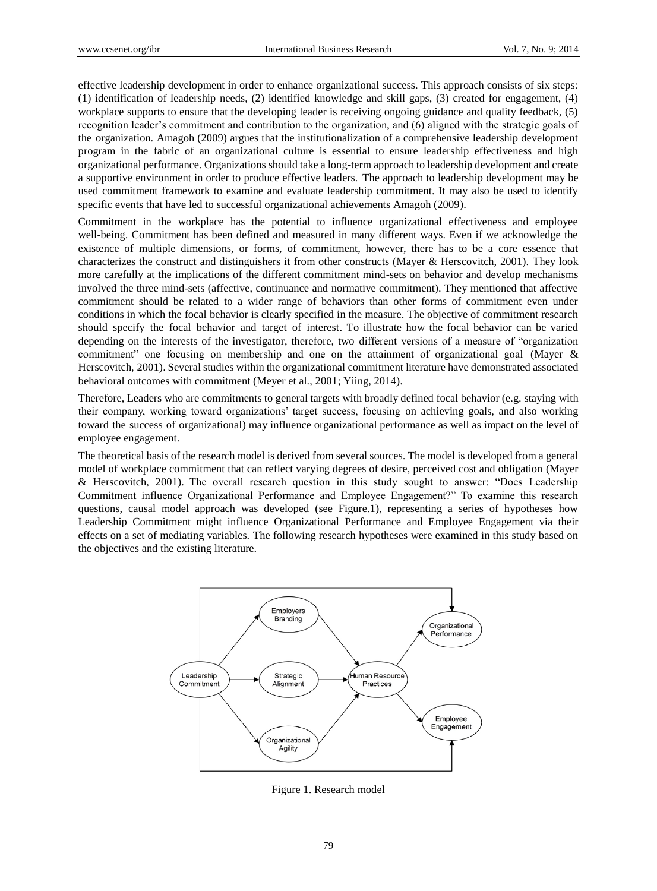effective leadership development in order to enhance organizational success. This approach consists of six steps: (1) identification of leadership needs, (2) identified knowledge and skill gaps, (3) created for engagement, (4) workplace supports to ensure that the developing leader is receiving ongoing guidance and quality feedback, (5) recognition leader's commitment and contribution to the organization, and (6) aligned with the strategic goals of the organization. Amagoh (2009) argues that the institutionalization of a comprehensive leadership development program in the fabric of an organizational culture is essential to ensure leadership effectiveness and high organizational performance. Organizations should take a long-term approach to leadership development and create a supportive environment in order to produce effective leaders. The approach to leadership development may be used commitment framework to examine and evaluate leadership commitment. It may also be used to identify specific events that have led to successful organizational achievements Amagoh (2009).

Commitment in the workplace has the potential to influence organizational effectiveness and employee well-being. Commitment has been defined and measured in many different ways. Even if we acknowledge the existence of multiple dimensions, or forms, of commitment, however, there has to be a core essence that characterizes the construct and distinguishers it from other constructs (Mayer & Herscovitch, 2001). They look more carefully at the implications of the different commitment mind-sets on behavior and develop mechanisms involved the three mind-sets (affective, continuance and normative commitment). They mentioned that affective commitment should be related to a wider range of behaviors than other forms of commitment even under conditions in which the focal behavior is clearly specified in the measure. The objective of commitment research should specify the focal behavior and target of interest. To illustrate how the focal behavior can be varied depending on the interests of the investigator, therefore, two different versions of a measure of "organization commitment" one focusing on membership and one on the attainment of organizational goal (Mayer & Herscovitch, 2001). Several studies within the organizational commitment literature have demonstrated associated behavioral outcomes with commitment (Meyer et al., 2001; Yiing, 2014).

Therefore, Leaders who are commitments to general targets with broadly defined focal behavior (e.g. staying with their company, working toward organizations' target success, focusing on achieving goals, and also working toward the success of organizational) may influence organizational performance as well as impact on the level of employee engagement.

The theoretical basis of the research model is derived from several sources. The model is developed from a general model of workplace commitment that can reflect varying degrees of desire, perceived cost and obligation (Mayer & Herscovitch, 2001). The overall research question in this study sought to answer: "Does Leadership Commitment influence Organizational Performance and Employee Engagement?" To examine this research questions, causal model approach was developed (see Figure.1), representing a series of hypotheses how Leadership Commitment might influence Organizational Performance and Employee Engagement via their effects on a set of mediating variables. The following research hypotheses were examined in this study based on the objectives and the existing literature.

Employers Branding

Leadership Commitment

Strategic Alignment

Organizational Agility

Human Resource Practices

Organizational Performance

Employee Engagement

Figure 1. Research model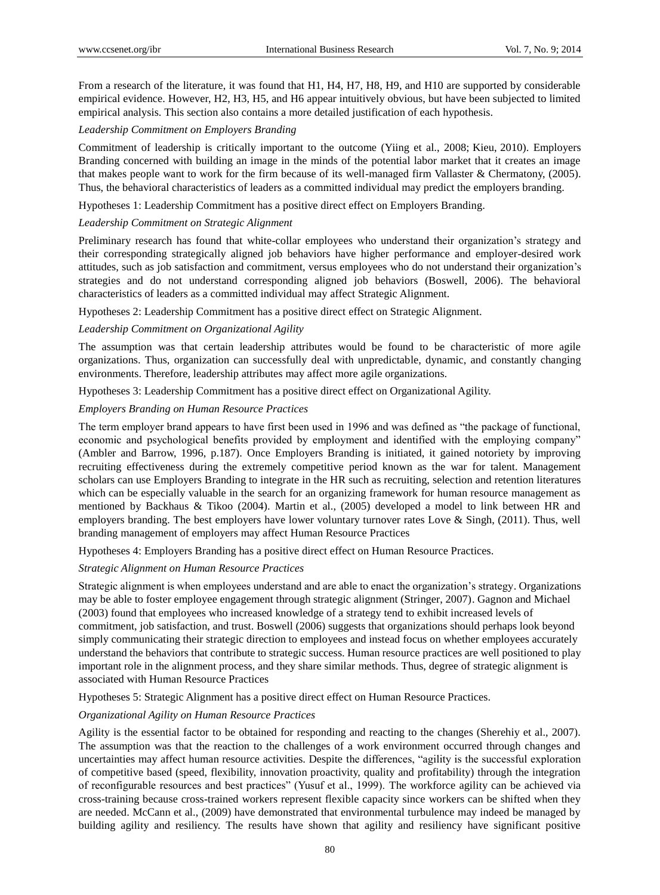From a research of the literature, it was found that H1, H4, H7, H8, H9, and H10 are supported by considerable empirical evidence. However, H2, H3, H5, and H6 appear intuitively obvious, but have been subjected to limited empirical analysis. This section also contains a more detailed justification of each hypothesis.

*Leadership Commitment on Employers Branding*

Commitment of leadership is critically important to the outcome (Yiing et al., 2008; Kieu, 2010). Employers Branding concerned with building an image in the minds of the potential labor market that it creates an image that makes people want to work for the firm because of its well-managed firm Vallaster & Chermatony, (2005). Thus, the behavioral characteristics of leaders as a committed individual may predict the employers branding.

Hypotheses 1: Leadership Commitment has a positive direct effect on Employers Branding.

*Leadership Commitment on Strategic Alignment*

Preliminary research has found that white-collar employees who understand their organization's strategy and their corresponding strategically aligned job behaviors have higher performance and employer-desired work attitudes, such as job satisfaction and commitment, versus employees who do not understand their organization's strategies and do not understand corresponding aligned job behaviors (Boswell, 2006). The behavioral characteristics of leaders as a committed individual may affect Strategic Alignment.

Hypotheses 2: Leadership Commitment has a positive direct effect on Strategic Alignment.

*Leadership Commitment on Organizational Agility*

The assumption was that certain leadership attributes would be found to be characteristic of more agile organizations. Thus, organization can successfully deal with unpredictable, dynamic, and constantly changing environments. Therefore, leadership attributes may affect more agile organizations.

Hypotheses 3: Leadership Commitment has a positive direct effect on Organizational Agility.

*Employers Branding on Human Resource Practices*

The term employer brand appears to have first been used in 1996 and was defined as "the package of functional, economic and psychological benefits provided by employment and identified with the employing company" (Ambler and Barrow, 1996, p.187). Once Employers Branding is initiated, it gained notoriety by improving recruiting effectiveness during the extremely competitive period known as the war for talent. Management scholars can use Employers Branding to integrate in the HR such as recruiting, selection and retention literatures which can be especially valuable in the search for an organizing framework for human resource management as mentioned by Backhaus & Tikoo (2004). Martin et al., (2005) developed a model to link between HR and employers branding. The best employers have lower voluntary turnover rates Love & Singh, (2011). Thus, well branding management of employers may affect Human Resource Practices

Hypotheses 4: Employers Branding has a positive direct effect on Human Resource Practices.

*Strategic Alignment on Human Resource Practices*

Strategic alignment is when employees understand and are able to enact the organization's strategy. Organizations may be able to foster employee engagement through strategic alignment (Stringer, 2007). Gagnon and Michael (2003) found that employees who increased knowledge of a strategy tend to exhibit increased levels of commitment, job satisfaction, and trust. Boswell (2006) suggests that organizations should perhaps look beyond simply communicating their strategic direction to employees and instead focus on whether employees accurately understand the behaviors that contribute to strategic success. Human resource practices are well positioned to play important role in the alignment process, and they share similar methods. Thus, degree of strategic alignment is associated with Human Resource Practices

Hypotheses 5: Strategic Alignment has a positive direct effect on Human Resource Practices.

*Organizational Agility on Human Resource Practices*

Agility is the essential factor to be obtained for responding and reacting to the changes (Sherehiy et al., 2007). The assumption was that the reaction to the challenges of a work environment occurred through changes and uncertainties may affect human resource activities. Despite the differences, "agility is the successful exploration of competitive based (speed, flexibility, innovation proactivity, quality and profitability) through the integration of reconfigurable resources and best practices" (Yusuf et al., 1999). The workforce agility can be achieved via cross-training because cross-trained workers represent flexible capacity since workers can be shifted when they are needed. McCann et al., (2009) have demonstrated that environmental turbulence may indeed be managed by building agility and resiliency. The results have shown that agility and resiliency have significant positive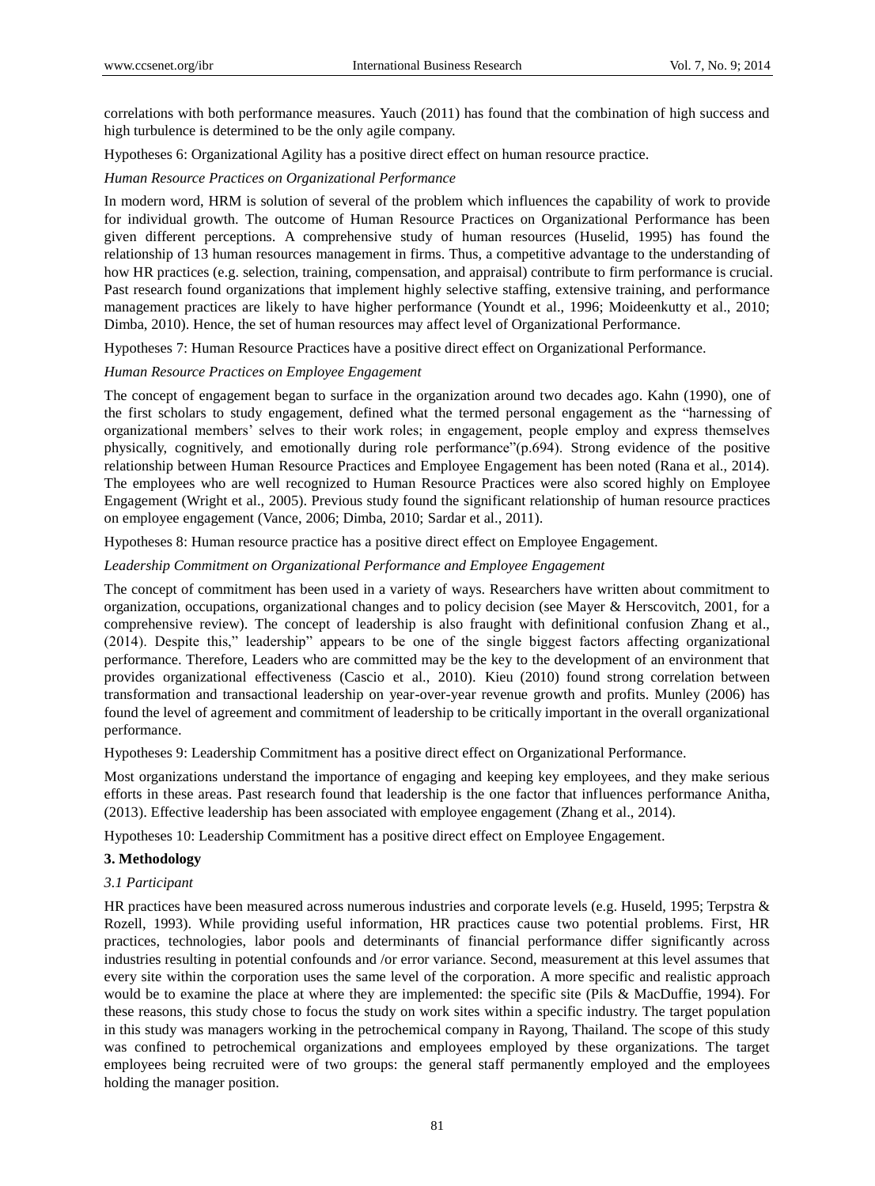correlations with both performance measures. Yauch (2011) has found that the combination of high success and high turbulence is determined to be the only agile company.

Hypotheses 6: Organizational Agility has a positive direct effect on human resource practice.

*Human Resource Practices on Organizational Performance*

In modern word, HRM is solution of several of the problem which influences the capability of work to provide for individual growth. The outcome of Human Resource Practices on Organizational Performance has been given different perceptions. A comprehensive study of human resources (Huselid, 1995) has found the relationship of 13 human resources management in firms. Thus, a competitive advantage to the understanding of how HR practices (e.g. selection, training, compensation, and appraisal) contribute to firm performance is crucial. Past research found organizations that implement highly selective staffing, extensive training, and performance management practices are likely to have higher performance (Youndt et al., 1996; Moideenkutty et al., 2010; Dimba, 2010). Hence, the set of human resources may affect level of Organizational Performance.

Hypotheses 7: Human Resource Practices have a positive direct effect on Organizational Performance.

*Human Resource Practices on Employee Engagement*

The concept of engagement began to surface in the organization around two decades ago. Kahn (1990), one of the first scholars to study engagement, defined what the termed personal engagement as the "harnessing of organizational members' selves to their work roles; in engagement, people employ and express themselves physically, cognitively, and emotionally during role performance"(p.694). Strong evidence of the positive relationship between Human Resource Practices and Employee Engagement has been noted (Rana et al., 2014). The employees who are well recognized to Human Resource Practices were also scored highly on Employee Engagement (Wright et al., 2005). Previous study found the significant relationship of human resource practices on employee engagement (Vance, 2006; Dimba, 2010; Sardar et al., 2011).

Hypotheses 8: Human resource practice has a positive direct effect on Employee Engagement.

*Leadership Commitment on Organizational Performance and Employee Engagement*

The concept of commitment has been used in a variety of ways. Researchers have written about commitment to organization, occupations, organizational changes and to policy decision (see Mayer & Herscovitch, 2001, for a comprehensive review). The concept of leadership is also fraught with definitional confusion Zhang et al., (2014). Despite this," leadership" appears to be one of the single biggest factors affecting organizational performance. Therefore, Leaders who are committed may be the key to the development of an environment that provides organizational effectiveness (Cascio et al., 2010). Kieu (2010) found strong correlation between transformation and transactional leadership on year-over-year revenue growth and profits. Munley (2006) has found the level of agreement and commitment of leadership to be critically important in the overall organizational performance.

Hypotheses 9: Leadership Commitment has a positive direct effect on Organizational Performance.

Most organizations understand the importance of engaging and keeping key employees, and they make serious efforts in these areas. Past research found that leadership is the one factor that influences performance Anitha, (2013). Effective leadership has been associated with employee engagement (Zhang et al., 2014).

Hypotheses 10: Leadership Commitment has a positive direct effect on Employee Engagement.

## 3. Methodology

### *3.1 Participant*

HR practices have been measured across numerous industries and corporate levels (e.g. Huseld, 1995; Terpstra & Rozell, 1993). While providing useful information, HR practices cause two potential problems. First, HR practices, technologies, labor pools and determinants of financial performance differ significantly across industries resulting in potential confounds and /or error variance. Second, measurement at this level assumes that every site within the corporation uses the same level of the corporation. A more specific and realistic approach would be to examine the place at where they are implemented: the specific site (Pils & MacDuffie, 1994). For these reasons, this study chose to focus the study on work sites within a specific industry. The target population in this study was managers working in the petrochemical company in Rayong, Thailand. The scope of this study was confined to petrochemical organizations and employees employed by these organizations. The target employees being recruited were of two groups: the general staff permanently employed and the employees holding the manager position.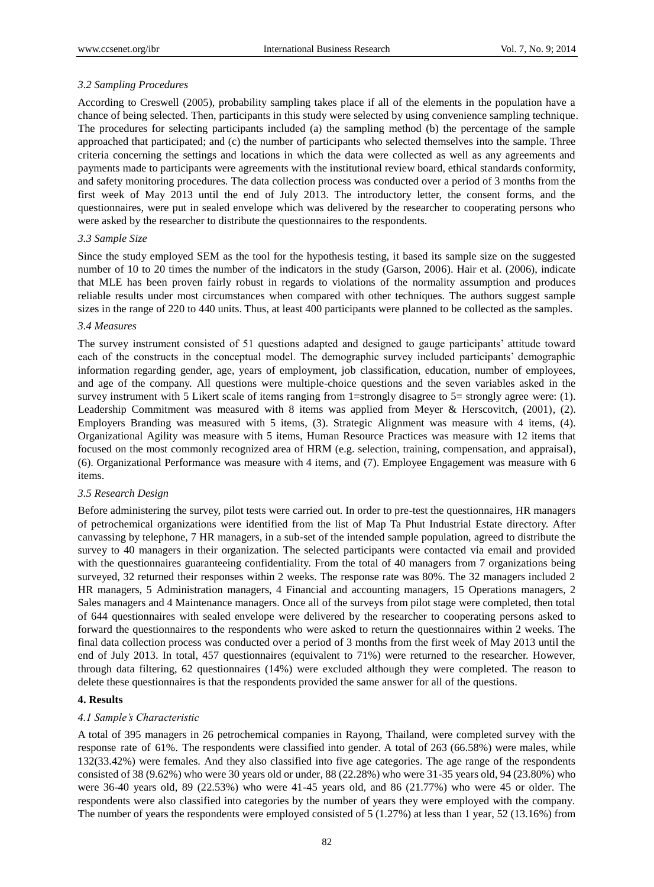### *3.2 Sampling Procedures*

According to Creswell (2005), probability sampling takes place if all of the elements in the population have a chance of being selected. Then, participants in this study were selected by using convenience sampling technique. The procedures for selecting participants included (a) the sampling method (b) the percentage of the sample approached that participated; and (c) the number of participants who selected themselves into the sample. Three criteria concerning the settings and locations in which the data were collected as well as any agreements and payments made to participants were agreements with the institutional review board, ethical standards conformity, and safety monitoring procedures. The data collection process was conducted over a period of 3 months from the first week of May 2013 until the end of July 2013. The introductory letter, the consent forms, and the questionnaires, were put in sealed envelope which was delivered by the researcher to cooperating persons who were asked by the researcher to distribute the questionnaires to the respondents.

### *3.3 Sample Size*

Since the study employed SEM as the tool for the hypothesis testing, it based its sample size on the suggested number of 10 to 20 times the number of the indicators in the study (Garson, 2006). Hair et al. (2006), indicate that MLE has been proven fairly robust in regards to violations of the normality assumption and produces reliable results under most circumstances when compared with other techniques. The authors suggest sample sizes in the range of 220 to 440 units. Thus, at least 400 participants were planned to be collected as the samples.

### *3.4 Measures*

The survey instrument consisted of 51 questions adapted and designed to gauge participants' attitude toward each of the constructs in the conceptual model. The demographic survey included participants' demographic information regarding gender, age, years of employment, job classification, education, number of employees, and age of the company. All questions were multiple-choice questions and the seven variables asked in the survey instrument with 5 Likert scale of items ranging from 1=strongly disagree to 5= strongly agree were: (1). Leadership Commitment was measured with 8 items was applied from Meyer & Herscovitch, (2001), (2). Employers Branding was measured with 5 items, (3). Strategic Alignment was measure with 4 items, (4). Organizational Agility was measure with 5 items, Human Resource Practices was measure with 12 items that focused on the most commonly recognized area of HRM (e.g. selection, training, compensation, and appraisal), (6). Organizational Performance was measure with 4 items, and (7). Employee Engagement was measure with 6 items.

### *3.5 Research Design*

Before administering the survey, pilot tests were carried out. In order to pre-test the questionnaires, HR managers of petrochemical organizations were identified from the list of Map Ta Phut Industrial Estate directory. After canvassing by telephone, 7 HR managers, in a sub-set of the intended sample population, agreed to distribute the survey to 40 managers in their organization. The selected participants were contacted via email and provided with the questionnaires guaranteeing confidentiality. From the total of 40 managers from 7 organizations being surveyed, 32 returned their responses within 2 weeks. The response rate was 80%. The 32 managers included 2 HR managers, 5 Administration managers, 4 Financial and accounting managers, 15 Operations managers, 2 Sales managers and 4 Maintenance managers. Once all of the surveys from pilot stage were completed, then total of 644 questionnaires with sealed envelope were delivered by the researcher to cooperating persons asked to forward the questionnaires to the respondents who were asked to return the questionnaires within 2 weeks. The final data collection process was conducted over a period of 3 months from the first week of May 2013 until the end of July 2013. In total, 457 questionnaires (equivalent to 71%) were returned to the researcher. However, through data filtering, 62 questionnaires (14%) were excluded although they were completed. The reason to delete these questionnaires is that the respondents provided the same answer for all of the questions.

## 4. Results

### *4.1 Sample's Characteristic*

A total of 395 managers in 26 petrochemical companies in Rayong, Thailand, were completed survey with the response rate of 61%. The respondents were classified into gender. A total of 263 (66.58%) were males, while 132(33.42%) were females. And they also classified into five age categories. The age range of the respondents consisted of 38 (9.62%) who were 30 years old or under, 88 (22.28%) who were 31-35 years old, 94 (23.80%) who were 36-40 years old, 89 (22.53%) who were 41-45 years old, and 86 (21.77%) who were 45 or older. The respondents were also classified into categories by the number of years they were employed with the company. The number of years the respondents were employed consisted of 5 (1.27%) at less than 1 year, 52 (13.16%) from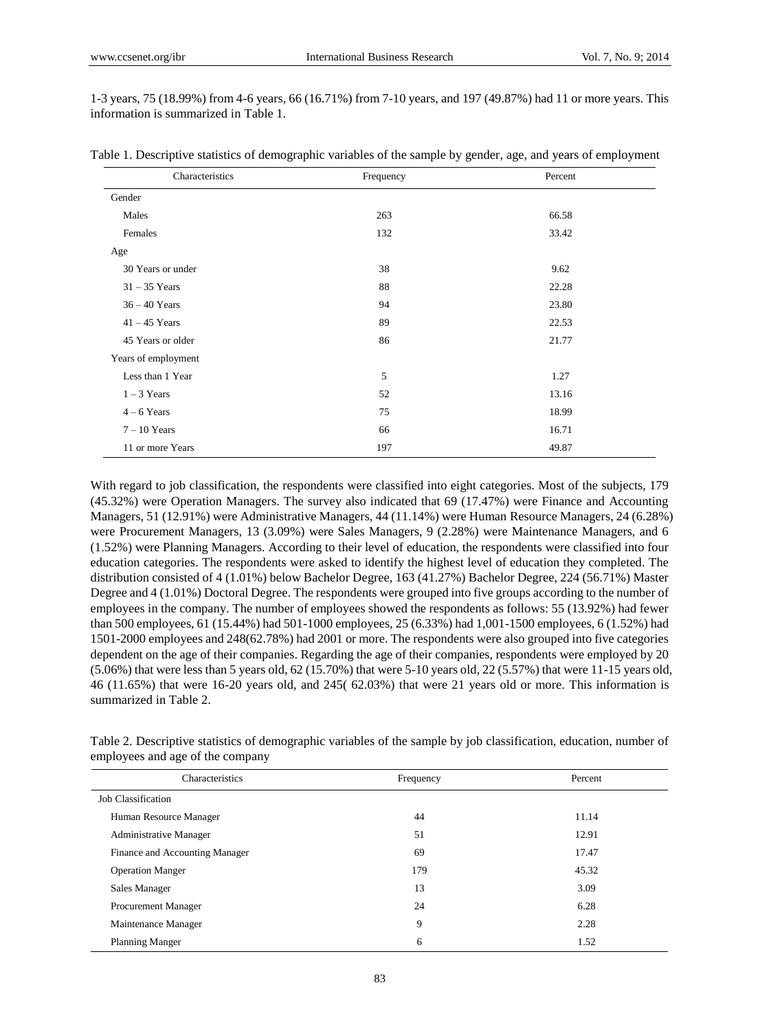1-3 years, 75 (18.99%) from 4-6 years, 66 (16.71%) from 7-10 years, and 197 (49.87%) had 11 or more years. This information is summarized in Table 1.

Table 1. Descriptive statistics of demographic variables of the sample by gender, age, and years of employment

| Characteristics | Frequency | Percent |
|---|---|---|
| Gender | | |
| Males | 263 | 66.58 |
| Females | 132 | 33.42 |
| Age | | |
| 30 Years or under | 38 | 9.62 |
| 31 – 35 Years | 88 | 22.28 |
| 36 – 40 Years | 94 | 23.80 |
| 41 – 45 Years | 89 | 22.53 |
| 45 Years or older | 86 | 21.77 |
| Years of employment | | |
| Less than 1 Year | 5 | 1.27 |
| 1 – 3 Years | 52 | 13.16 |
| 4 – 6 Years | 75 | 18.99 |
| 7 – 10 Years | 66 | 16.71 |
| 11 or more Years | 197 | 49.87 |

With regard to job classification, the respondents were classified into eight categories. Most of the subjects, 179 (45.32%) were Operation Managers. The survey also indicated that 69 (17.47%) were Finance and Accounting Managers, 51 (12.91%) were Administrative Managers, 44 (11.14%) were Human Resource Managers, 24 (6.28%) were Procurement Managers, 13 (3.09%) were Sales Managers, 9 (2.28%) were Maintenance Managers, and 6 (1.52%) were Planning Managers. According to their level of education, the respondents were classified into four education categories. The respondents were asked to identify the highest level of education they completed. The distribution consisted of 4 (1.01%) below Bachelor Degree, 163 (41.27%) Bachelor Degree, 224 (56.71%) Master Degree and 4 (1.01%) Doctoral Degree. The respondents were grouped into five groups according to the number of employees in the company. The number of employees showed the respondents as follows: 55 (13.92%) had fewer than 500 employees, 61 (15.44%) had 501-1000 employees, 25 (6.33%) had 1,001-1500 employees, 6 (1.52%) had 1501-2000 employees and 248(62.78%) had 2001 or more. The respondents were also grouped into five categories dependent on the age of their companies. Regarding the age of their companies, respondents were employed by 20 (5.06%) that were less than 5 years old, 62 (15.70%) that were 5-10 years old, 22 (5.57%) that were 11-15 years old, 46 (11.65%) that were 16-20 years old, and 245( 62.03%) that were 21 years old or more. This information is summarized in Table 2.

Table 2. Descriptive statistics of demographic variables of the sample by job classification, education, number of employees and age of the company

| Characteristics | Frequency | Percent |
|---|---|---|
| Job Classification | | |
| Human Resource Manager | 44 | 11.14 |
| Administrative Manager | 51 | 12.91 |
| Finance and Accounting Manager | 69 | 17.47 |
| Operation Manger | 179 | 45.32 |
| Sales Manager | 13 | 3.09 |
| Procurement Manager | 24 | 6.28 |
| Maintenance Manager | 9 | 2.28 |
| Planning Manger | 6 | 1.52 |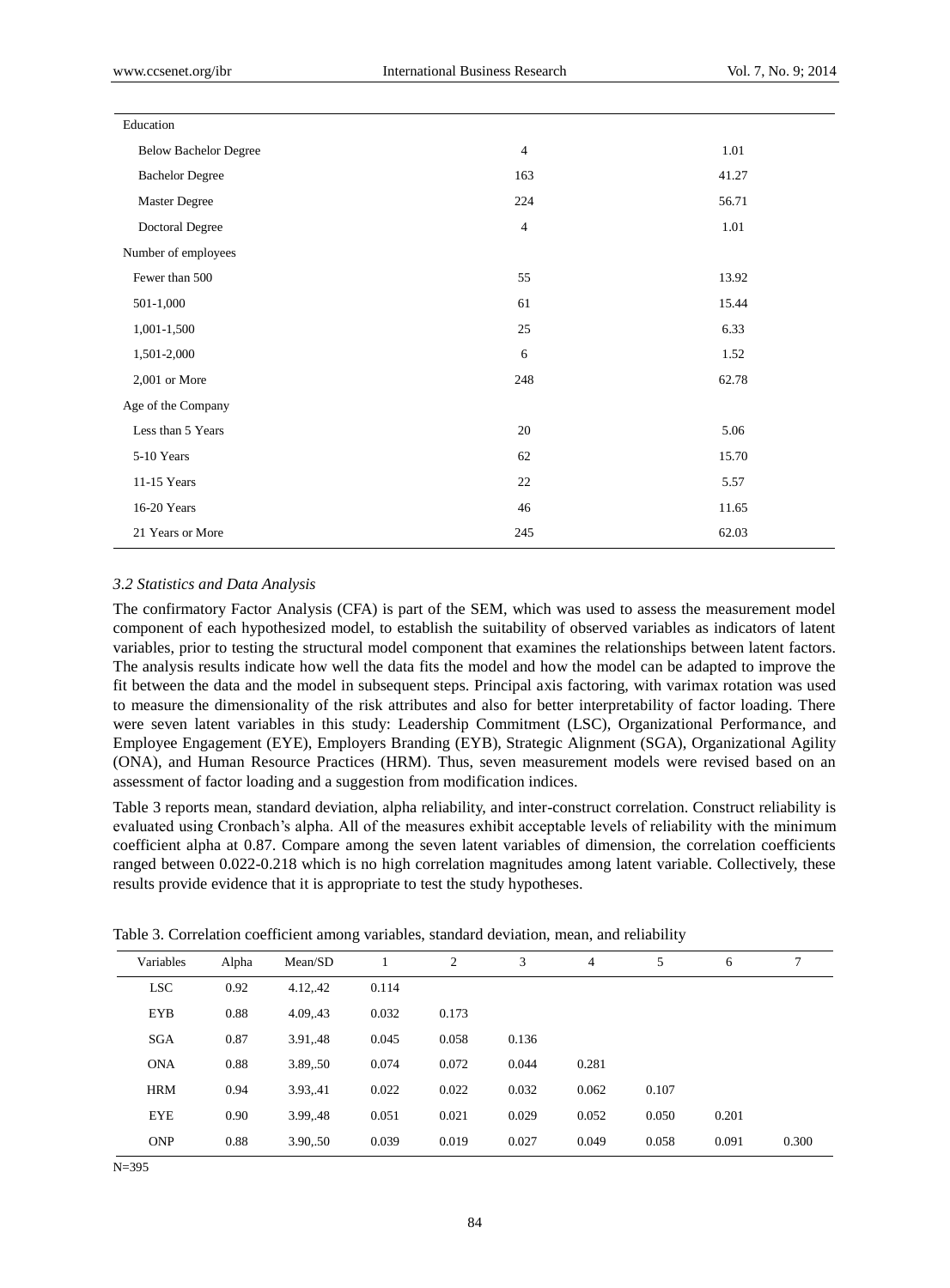| | | |
|---|---|---|
| Education | | |
| Below Bachelor Degree | 4 | 1.01 |
| Bachelor Degree | 163 | 41.27 |
| Master Degree | 224 | 56.71 |
| Doctoral Degree | 4 | 1.01 |
| Number of employees | | |
| Fewer than 500 | 55 | 13.92 |
| 501-1,000 | 61 | 15.44 |
| 1,001-1,500 | 25 | 6.33 |
| 1,501-2,000 | 6 | 1.52 |
| 2,001 or More | 248 | 62.78 |
| Age of the Company | | |
| Less than 5 Years | 20 | 5.06 |
| 5-10 Years | 62 | 15.70 |
| 11-15 Years | 22 | 5.57 |
| 16-20 Years | 46 | 11.65 |
| 21 Years or More | 245 | 62.03 |

### *3.2 Statistics and Data Analysis*

The confirmatory Factor Analysis (CFA) is part of the SEM, which was used to assess the measurement model component of each hypothesized model, to establish the suitability of observed variables as indicators of latent variables, prior to testing the structural model component that examines the relationships between latent factors. The analysis results indicate how well the data fits the model and how the model can be adapted to improve the fit between the data and the model in subsequent steps. Principal axis factoring, with varimax rotation was used to measure the dimensionality of the risk attributes and also for better interpretability of factor loading. There were seven latent variables in this study: Leadership Commitment (LSC), Organizational Performance, and Employee Engagement (EYE), Employers Branding (EYB), Strategic Alignment (SGA), Organizational Agility (ONA), and Human Resource Practices (HRM). Thus, seven measurement models were revised based on an assessment of factor loading and a suggestion from modification indices.

Table 3 reports mean, standard deviation, alpha reliability, and inter-construct correlation. Construct reliability is evaluated using Cronbach's alpha. All of the measures exhibit acceptable levels of reliability with the minimum coefficient alpha at 0.87. Compare among the seven latent variables of dimension, the correlation coefficients ranged between 0.022-0.218 which is no high correlation magnitudes among latent variable. Collectively, these results provide evidence that it is appropriate to test the study hypotheses.

Table 3. Correlation coefficient among variables, standard deviation, mean, and reliability

| Variables | Alpha | Mean/SD | 1 | 2 | 3 | 4 | 5 | 6 | 7 |
|---|---|---|---|---|---|---|---|---|---|
| LSC | 0.92 | 4.12,.42 | 0.114 | | | | | | |
| EYB | 0.88 | 4.09,.43 | 0.032 | 0.173 | | | | | |
| SGA | 0.87 | 3.91,.48 | 0.045 | 0.058 | 0.136 | | | | |
| ONA | 0.88 | 3.89,.50 | 0.074 | 0.072 | 0.044 | 0.281 | | | |
| HRM | 0.94 | 3.93,.41 | 0.022 | 0.022 | 0.032 | 0.062 | 0.107 | | |
| EYE | 0.90 | 3.99,.48 | 0.051 | 0.021 | 0.029 | 0.052 | 0.050 | 0.201 | |
| ONP | 0.88 | 3.90,.50 | 0.039 | 0.019 | 0.027 | 0.049 | 0.058 | 0.091 | 0.300 |

N=395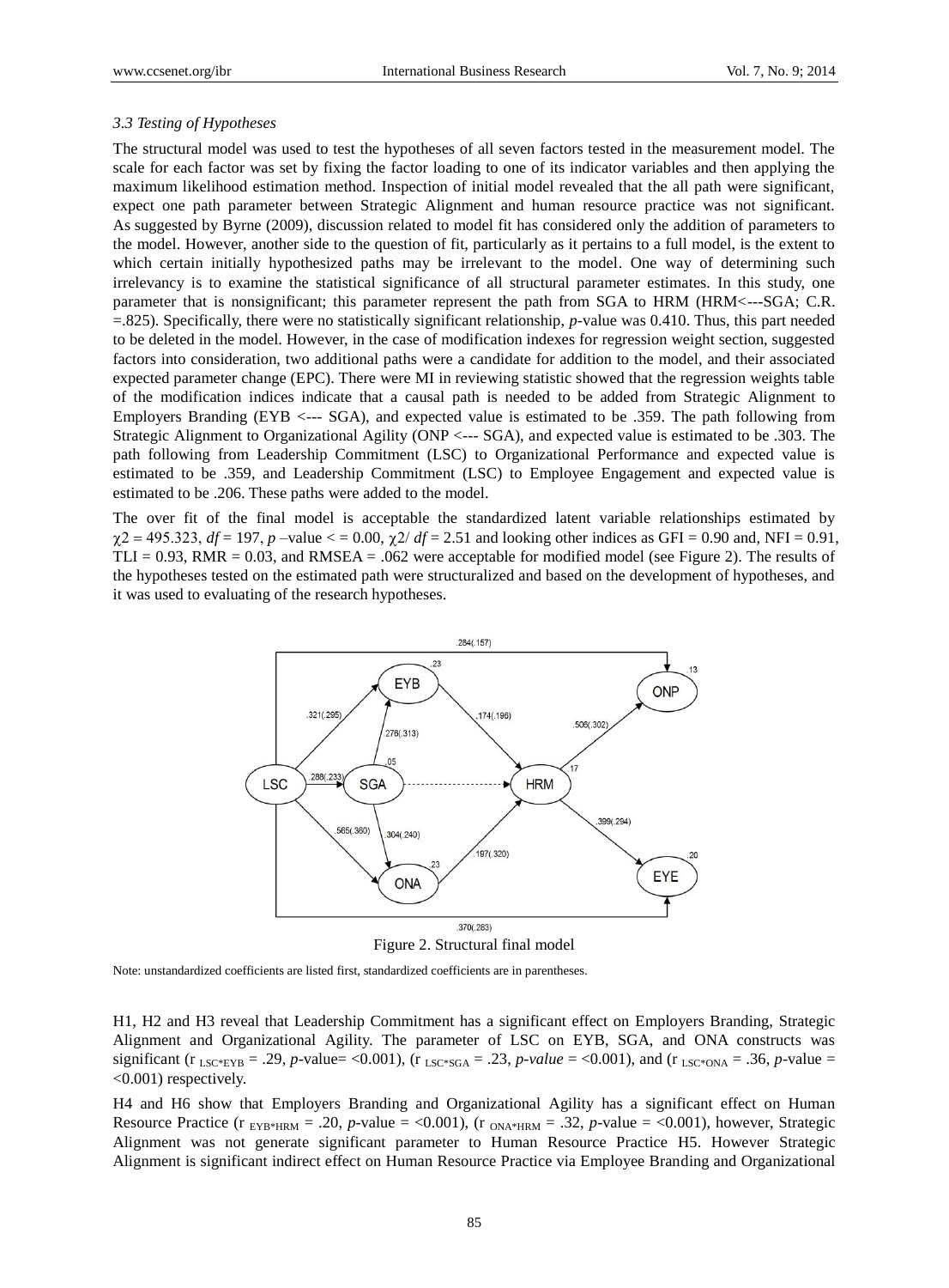*3.3 Testing of Hypotheses*

The structural model was used to test the hypotheses of all seven factors tested in the measurement model. The scale for each factor was set by fixing the factor loading to one of its indicator variables and then applying the maximum likelihood estimation method. Inspection of initial model revealed that the all path were significant, expect one path parameter between Strategic Alignment and human resource practice was not significant. As suggested by Byrne (2009), discussion related to model fit has considered only the addition of parameters to the model. However, another side to the question of fit, particularly as it pertains to a full model, is the extent to which certain initially hypothesized paths may be irrelevant to the model. One way of determining such irrelevancy is to examine the statistical significance of all structural parameter estimates. In this study, one parameter that is nonsignificant; this parameter represent the path from SGA to HRM (HRM<---SGA; C.R. =.825). Specifically, there were no statistically significant relationship, *p*-value was 0.410. Thus, this part needed to be deleted in the model. However, in the case of modification indexes for regression weight section, suggested factors into consideration, two additional paths were a candidate for addition to the model, and their associated expected parameter change (EPC). There were MI in reviewing statistic showed that the regression weights table of the modification indices indicate that a causal path is needed to be added from Strategic Alignment to Employers Branding (EYB <--- SGA), and expected value is estimated to be .359. The path following from Strategic Alignment to Organizational Agility (ONP <--- SGA), and expected value is estimated to be .303. The path following from Leadership Commitment (LSC) to Organizational Performance and expected value is estimated to be .359, and Leadership Commitment (LSC) to Employee Engagement and expected value is estimated to be .206. These paths were added to the model.

The over fit of the final model is acceptable the standardized latent variable relationships estimated by $\chi 2 = 495.323$, $df = 197$, $p$ –value < = 0.00, $\chi 2/df = 2.51$ and looking other indices as GFI = 0.90 and, NFI = 0.91, TLI = 0.93, RMR = 0.03, and RMSEA = .062 were acceptable for modified model (see Figure 2). The results of the hypotheses tested on the estimated path were structuralized and based on the development of hypotheses, and it was used to evaluating of the research hypotheses.

Figure 2. Structural final model

Note: unstandardized coefficients are listed first, standardized coefficients are in parentheses.

H1, H2 and H3 reveal that Leadership Commitment has a significant effect on Employers Branding, Strategic Alignment and Organizational Agility. The parameter of LSC on EYB, SGA, and ONA constructs was significant ($r_{LSC*EYB} = .29$, *p*-value= <0.001), ($r_{LSC*SGA} = .23$, *p-value* = <0.001), and ($r_{LSC*ONA} = .36$, *p*-value = <0.001) respectively.

H4 and H6 show that Employers Branding and Organizational Agility has a significant effect on Human Resource Practice ($r_{EYB*HRM} = .20$, *p*-value = <0.001), ($r_{ONA*HRM} = .32$, *p*-value = <0.001), however, Strategic Alignment was not generate significant parameter to Human Resource Practice H5. However Strategic Alignment is significant indirect effect on Human Resource Practice via Employee Branding and Organizational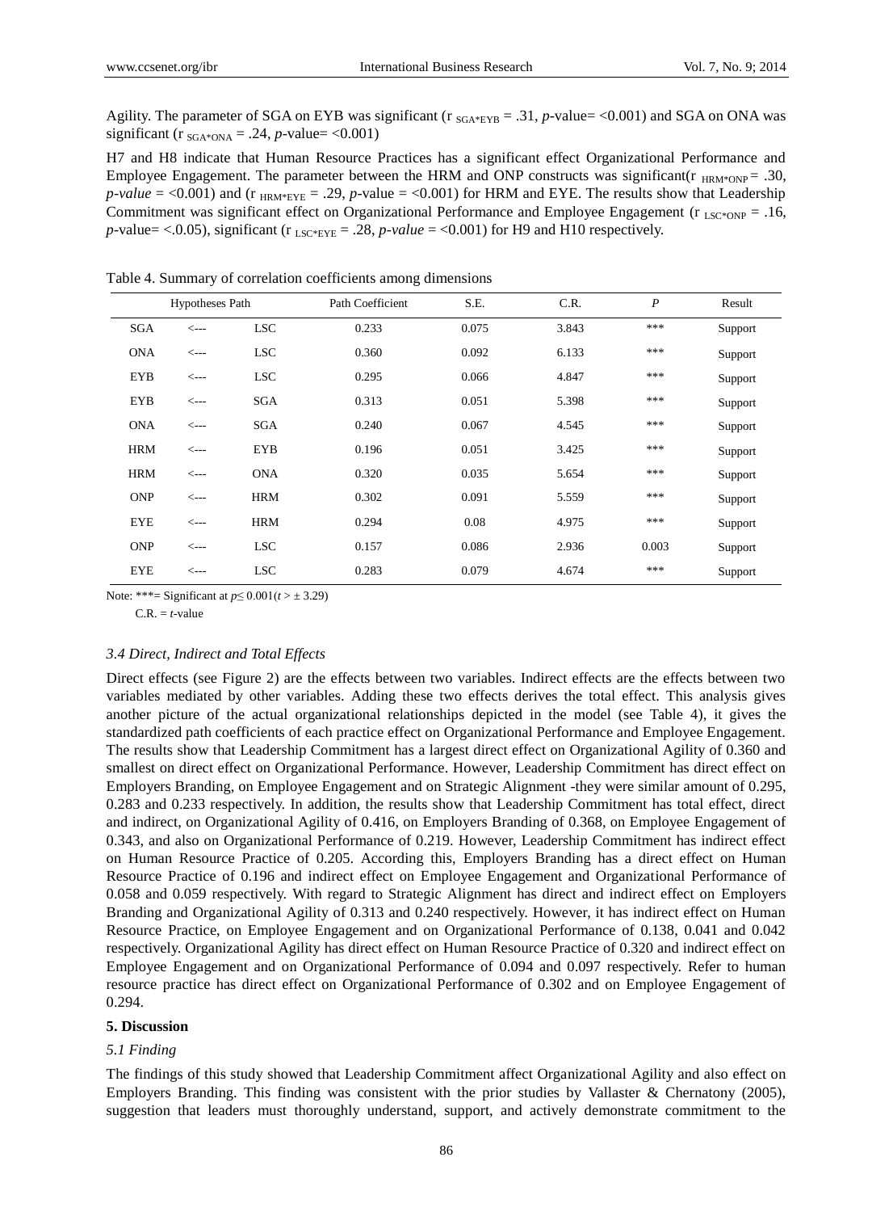Agility. The parameter of SGA on EYB was significant ($r_{SGA*EYB}$ = .31, *p*-value= <0.001) and SGA on ONA was significant ($r_{SGA*ONA}$ = .24, *p*-value= <0.001)

H7 and H8 indicate that Human Resource Practices has a significant effect Organizational Performance and Employee Engagement. The parameter between the HRM and ONP constructs was significant($r_{HRM*ONP}$ = .30, *p-value* = <0.001) and ($r_{HRM*EYE}$ = .29, *p*-value = <0.001) for HRM and EYE. The results show that Leadership Commitment was significant effect on Organizational Performance and Employee Engagement ($r_{LSC*ONP}$ = .16, *p*-value= <.0.05), significant ($r_{LSC*EYE}$ = .28, *p-value* = <0.001) for H9 and H10 respectively.

Table 4. Summary of correlation coefficients among dimensions

| Hypotheses Path | | | Path Coefficient | S.E. | C.R. | *P* | Result |
|---|---|---|---|---|---|---|---|
| SGA | <--- | LSC | 0.233 | 0.075 | 3.843 | *** | Support |
| ONA | <--- | LSC | 0.360 | 0.092 | 6.133 | *** | Support |
| EYB | <--- | LSC | 0.295 | 0.066 | 4.847 | *** | Support |
| EYB | <--- | SGA | 0.313 | 0.051 | 5.398 | *** | Support |
| ONA | <--- | SGA | 0.240 | 0.067 | 4.545 | *** | Support |
| HRM | <--- | EYB | 0.196 | 0.051 | 3.425 | *** | Support |
| HRM | <--- | ONA | 0.320 | 0.035 | 5.654 | *** | Support |
| ONP | <--- | HRM | 0.302 | 0.091 | 5.559 | *** | Support |
| EYE | <--- | HRM | 0.294 | 0.08 | 4.975 | *** | Support |
| ONP | <--- | LSC | 0.157 | 0.086 | 2.936 | 0.003 | Support |
| EYE | <--- | LSC | 0.283 | 0.079 | 4.674 | *** | Support |

Note: ***= Significant at $p \leq 0.001$ ($t > \pm 3.29$)

C.R. = *t*-value

### *3.4 Direct, Indirect and Total Effects*

Direct effects (see Figure 2) are the effects between two variables. Indirect effects are the effects between two variables mediated by other variables. Adding these two effects derives the total effect. This analysis gives another picture of the actual organizational relationships depicted in the model (see Table 4), it gives the standardized path coefficients of each practice effect on Organizational Performance and Employee Engagement. The results show that Leadership Commitment has a largest direct effect on Organizational Agility of 0.360 and smallest on direct effect on Organizational Performance. However, Leadership Commitment has direct effect on Employers Branding, on Employee Engagement and on Strategic Alignment -they were similar amount of 0.295, 0.283 and 0.233 respectively. In addition, the results show that Leadership Commitment has total effect, direct and indirect, on Organizational Agility of 0.416, on Employers Branding of 0.368, on Employee Engagement of 0.343, and also on Organizational Performance of 0.219. However, Leadership Commitment has indirect effect on Human Resource Practice of 0.205. According this, Employers Branding has a direct effect on Human Resource Practice of 0.196 and indirect effect on Employee Engagement and Organizational Performance of 0.058 and 0.059 respectively. With regard to Strategic Alignment has direct and indirect effect on Employers Branding and Organizational Agility of 0.313 and 0.240 respectively. However, it has indirect effect on Human Resource Practice, on Employee Engagement and on Organizational Performance of 0.138, 0.041 and 0.042 respectively. Organizational Agility has direct effect on Human Resource Practice of 0.320 and indirect effect on Employee Engagement and on Organizational Performance of 0.094 and 0.097 respectively. Refer to human resource practice has direct effect on Organizational Performance of 0.302 and on Employee Engagement of 0.294.

## 5. Discussion

### *5.1 Finding*

The findings of this study showed that Leadership Commitment affect Organizational Agility and also effect on Employers Branding. This finding was consistent with the prior studies by Vallaster & Chernatony (2005), suggestion that leaders must thoroughly understand, support, and actively demonstrate commitment to the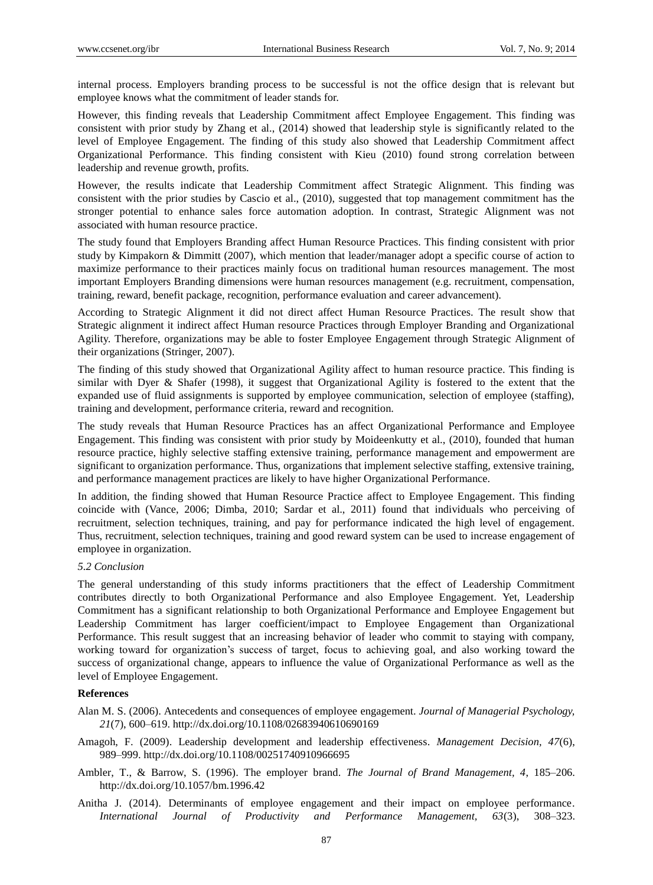internal process. Employers branding process to be successful is not the office design that is relevant but employee knows what the commitment of leader stands for.

However, this finding reveals that Leadership Commitment affect Employee Engagement. This finding was consistent with prior study by Zhang et al., (2014) showed that leadership style is significantly related to the level of Employee Engagement. The finding of this study also showed that Leadership Commitment affect Organizational Performance. This finding consistent with Kieu (2010) found strong correlation between leadership and revenue growth, profits.

However, the results indicate that Leadership Commitment affect Strategic Alignment. This finding was consistent with the prior studies by Cascio et al., (2010), suggested that top management commitment has the stronger potential to enhance sales force automation adoption. In contrast, Strategic Alignment was not associated with human resource practice.

The study found that Employers Branding affect Human Resource Practices. This finding consistent with prior study by Kimpakorn & Dimmitt (2007), which mention that leader/manager adopt a specific course of action to maximize performance to their practices mainly focus on traditional human resources management. The most important Employers Branding dimensions were human resources management (e.g. recruitment, compensation, training, reward, benefit package, recognition, performance evaluation and career advancement).

According to Strategic Alignment it did not direct affect Human Resource Practices. The result show that Strategic alignment it indirect affect Human resource Practices through Employer Branding and Organizational Agility. Therefore, organizations may be able to foster Employee Engagement through Strategic Alignment of their organizations (Stringer, 2007).

The finding of this study showed that Organizational Agility affect to human resource practice. This finding is similar with Dyer & Shafer (1998), it suggest that Organizational Agility is fostered to the extent that the expanded use of fluid assignments is supported by employee communication, selection of employee (staffing), training and development, performance criteria, reward and recognition.

The study reveals that Human Resource Practices has an affect Organizational Performance and Employee Engagement. This finding was consistent with prior study by Moideenkutty et al., (2010), founded that human resource practice, highly selective staffing extensive training, performance management and empowerment are significant to organization performance. Thus, organizations that implement selective staffing, extensive training, and performance management practices are likely to have higher Organizational Performance.

In addition, the finding showed that Human Resource Practice affect to Employee Engagement. This finding coincide with (Vance, 2006; Dimba, 2010; Sardar et al., 2011) found that individuals who perceiving of recruitment, selection techniques, training, and pay for performance indicated the high level of engagement. Thus, recruitment, selection techniques, training and good reward system can be used to increase engagement of employee in organization.

### *5.2 Conclusion*

The general understanding of this study informs practitioners that the effect of Leadership Commitment contributes directly to both Organizational Performance and also Employee Engagement. Yet, Leadership Commitment has a significant relationship to both Organizational Performance and Employee Engagement but Leadership Commitment has larger coefficient/impact to Employee Engagement than Organizational Performance. This result suggest that an increasing behavior of leader who commit to staying with company, working toward for organization's success of target, focus to achieving goal, and also working toward the success of organizational change, appears to influence the value of Organizational Performance as well as the level of Employee Engagement.

## **References**

Alan M. S. (2006). Antecedents and consequences of employee engagement. *Journal of Managerial Psychology, 21*(7), 600–619. http://dx.doi.org/10.1108/02683940610690169

Amagoh, F. (2009). Leadership development and leadership effectiveness. *Management Decision, 47*(6), 989–999. http://dx.doi.org/10.1108/00251740910966695

Ambler, T., & Barrow, S. (1996). The employer brand. *The Journal of Brand Management*, *4*, 185–206. http://dx.doi.org/10.1057/bm.1996.42

Anitha J. (2014). Determinants of employee engagement and their impact on employee performance. *International Journal of Productivity and Performance Management, 63*(3), 308–323.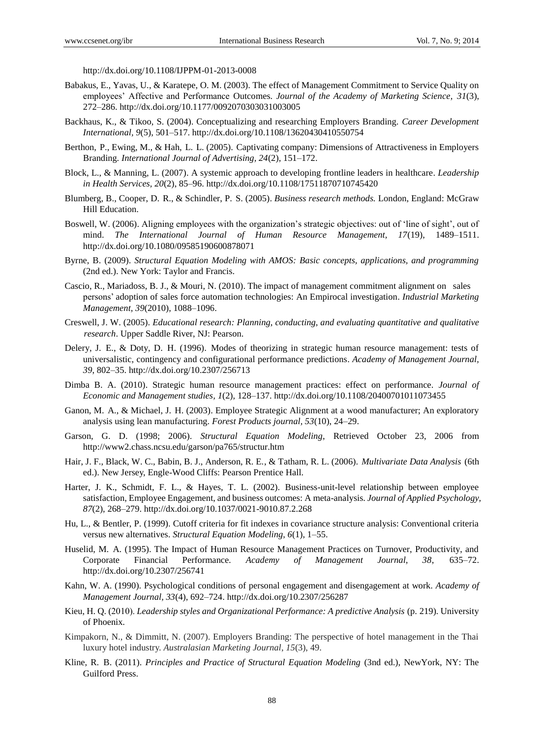http://dx.doi.org/10.1108/IJPPM-01-2013-0008

Babakus, E., Yavas, U., & Karatepe, O. M. (2003). The effect of Management Commitment to Service Quality on employees' Affective and Performance Outcomes. *Journal of the Academy of Marketing Science, 31*(3), 272–286. http://dx.doi.org/10.1177/0092070303031003005

Backhaus, K., & Tikoo, S. (2004). Conceptualizing and researching Employers Branding. *Career Development International, 9*(5), 501–517. http://dx.doi.org/10.1108/13620430410550754

Berthon, P., Ewing, M., & Hah, L. L. (2005). Captivating company: Dimensions of Attractiveness in Employers Branding. *International Journal of Advertising, 24*(2), 151–172.

Block, L., & Manning, L. (2007). A systemic approach to developing frontline leaders in healthcare. *Leadership in Health Services, 20*(2), 85–96. http://dx.doi.org/10.1108/17511870710745420

Blumberg, B., Cooper, D. R., & Schindler, P. S. (2005). *Business research methods.* London, England: McGraw Hill Education.

Boswell, W. (2006). Aligning employees with the organization's strategic objectives: out of 'line of sight', out of mind. *The International Journal of Human Resource Management, 17*(19), 1489–1511. http://dx.doi.org/10.1080/09585190600878071

Byrne, B. (2009). *Structural Equation Modeling with AMOS: Basic concepts, applications, and programming* (2nd ed.). New York: Taylor and Francis.

Cascio, R., Mariadoss, B. J., & Mouri, N. (2010). The impact of management commitment alignment on sales persons' adoption of sales force automation technologies: An Empirocal investigation. *Industrial Marketing Management, 39*(2010), 1088–1096.

Creswell, J. W. (2005). *Educational research: Planning, conducting, and evaluating quantitative and qualitative research*. Upper Saddle River, NJ: Pearson.

Delery, J. E., & Doty, D. H. (1996). Modes of theorizing in strategic human resource management: tests of universalistic, contingency and configurational performance predictions. *Academy of Management Journal, 39*, 802–35. http://dx.doi.org/10.2307/256713

Dimba B. A. (2010). Strategic human resource management practices: effect on performance. *Journal of Economic and Management studies, 1*(2), 128–137. http://dx.doi.org/10.1108/20400701011073455

Ganon, M. A., & Michael, J. H. (2003). Employee Strategic Alignment at a wood manufacturer; An exploratory analysis using lean manufacturing. *Forest Products journal, 53*(10), 24–29.

Garson, G. D. (1998; 2006). *Structural Equation Modeling*, Retrieved October 23, 2006 from http://www2.chass.ncsu.edu/garson/pa765/structur.htm

Hair, J. F., Black, W. C., Babin, B. J., Anderson, R. E., & Tatham, R. L. (2006). *Multivariate Data Analysis* (6th ed.). New Jersey, Engle-Wood Cliffs: Pearson Prentice Hall.

Harter, J. K., Schmidt, F. L., & Hayes, T. L. (2002). Business-unit-level relationship between employee satisfaction, Employee Engagement, and business outcomes: A meta-analysis. *Journal of Applied Psychology, 87*(2), 268–279. http://dx.doi.org/10.1037/0021-9010.87.2.268

Hu, L., & Bentler, P. (1999). Cutoff criteria for fit indexes in covariance structure analysis: Conventional criteria versus new alternatives. *Structural Equation Modeling, 6*(1), 1–55.

Huselid, M. A. (1995). The Impact of Human Resource Management Practices on Turnover, Productivity, and Corporate Financial Performance. *Academy of Management Journal, 38*, 635–72. http://dx.doi.org/10.2307/256741

Kahn, W. A. (1990). Psychological conditions of personal engagement and disengagement at work. *Academy of Management Journal, 33*(4), 692–724. http://dx.doi.org/10.2307/256287

Kieu, H. Q. (2010). *Leadership styles and Organizational Performance: A predictive Analysis* (p. 219). University of Phoenix.

Kimpakorn, N., & Dimmitt, N. (2007). Employers Branding: The perspective of hotel management in the Thai luxury hotel industry. *Australasian Marketing Journal, 15*(3), 49.

Kline, R. B. (2011). *Principles and Practice of Structural Equation Modeling* (3nd ed.), NewYork, NY: The Guilford Press.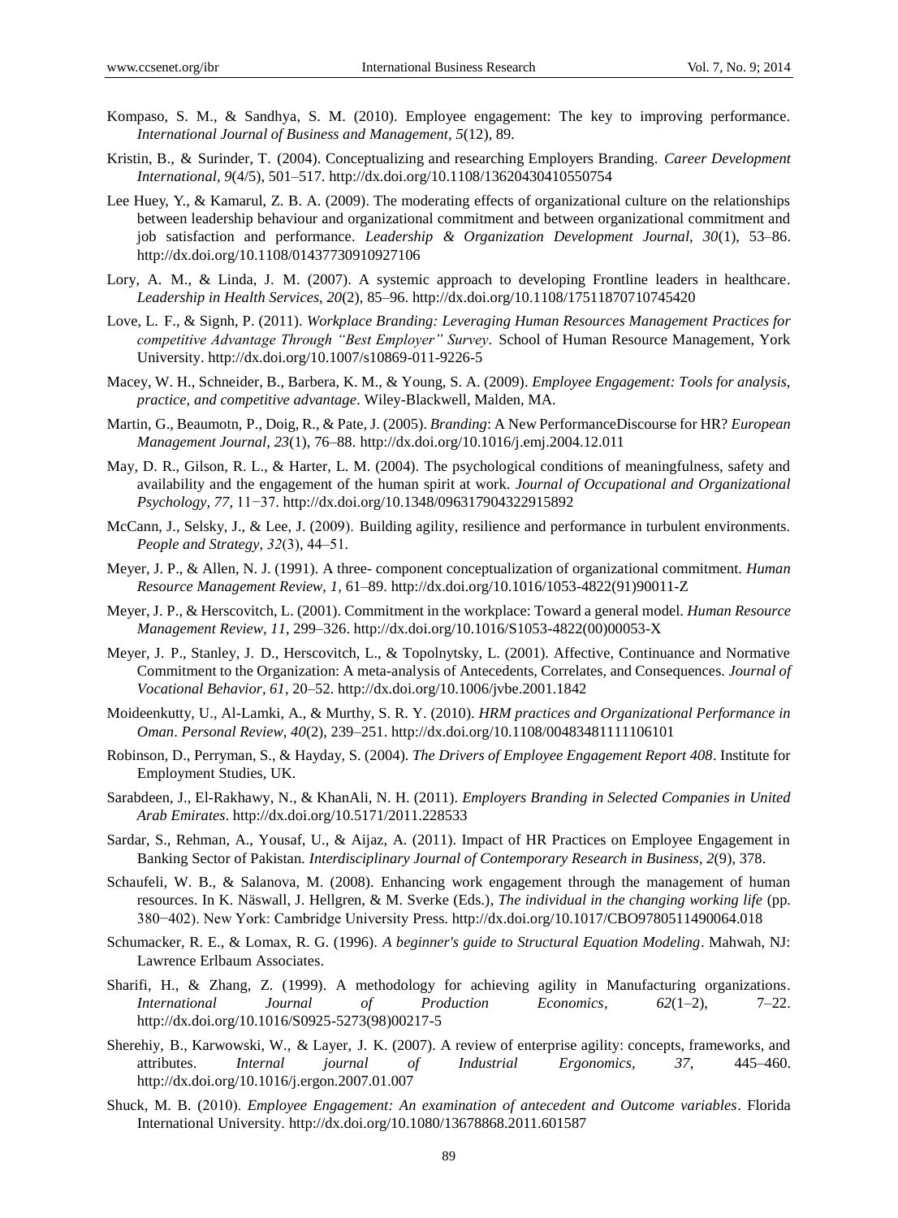Kompaso, S. M., & Sandhya, S. M. (2010). Employee engagement: The key to improving performance. *International Journal of Business and Management, 5*(12), 89.

Kristin, B., & Surinder, T. (2004). Conceptualizing and researching Employers Branding. *Career Development International, 9*(4/5), 501–517. http://dx.doi.org/10.1108/13620430410550754

Lee Huey, Y., & Kamarul, Z. B. A. (2009). The moderating effects of organizational culture on the relationships between leadership behaviour and organizational commitment and between organizational commitment and job satisfaction and performance. *Leadership & Organization Development Journal, 30*(1), 53–86. http://dx.doi.org/10.1108/01437730910927106

Lory, A. M., & Linda, J. M. (2007). A systemic approach to developing Frontline leaders in healthcare. *Leadership in Health Services, 20*(2), 85–96. http://dx.doi.org/10.1108/17511870710745420

Love, L. F., & Signh, P. (2011). *Workplace Branding: Leveraging Human Resources Management Practices for competitive Advantage Through "Best Employer" Survey*. School of Human Resource Management, York University. http://dx.doi.org/10.1007/s10869-011-9226-5

Macey, W. H., Schneider, B., Barbera, K. M., & Young, S. A. (2009). *Employee Engagement: Tools for analysis, practice, and competitive advantage*. Wiley-Blackwell, Malden, MA.

Martin, G., Beaumotn, P., Doig, R., & Pate, J. (2005). *Branding*: A New PerformanceDiscourse for HR? *European Management Journal, 23*(1), 76–88. http://dx.doi.org/10.1016/j.emj.2004.12.011

May, D. R., Gilson, R. L., & Harter, L. M. (2004). The psychological conditions of meaningfulness, safety and availability and the engagement of the human spirit at work. *Journal of Occupational and Organizational Psychology, 77*, 11−37. http://dx.doi.org/10.1348/096317904322915892

McCann, J., Selsky, J., & Lee, J. (2009). Building agility, resilience and performance in turbulent environments. *People and Strategy, 32*(3), 44–51.

Meyer, J. P., & Allen, N. J. (1991). A three- component conceptualization of organizational commitment. *Human Resource Management Review, 1*, 61–89. http://dx.doi.org/10.1016/1053-4822(91)90011-Z

Meyer, J. P., & Herscovitch, L. (2001). Commitment in the workplace: Toward a general model. *Human Resource Management Review, 11*, 299–326. http://dx.doi.org/10.1016/S1053-4822(00)00053-X

Meyer, J. P., Stanley, J. D., Herscovitch, L., & Topolnytsky, L. (2001). Affective, Continuance and Normative Commitment to the Organization: A meta-analysis of Antecedents, Correlates, and Consequences. *Journal of Vocational Behavior, 61*, 20–52. http://dx.doi.org/10.1006/jvbe.2001.1842

Moideenkutty, U., Al-Lamki, A., & Murthy, S. R. Y. (2010). *HRM practices and Organizational Performance in Oman*. *Personal Review, 40*(2), 239–251. http://dx.doi.org/10.1108/00483481111106101

Robinson, D., Perryman, S., & Hayday, S. (2004). *The Drivers of Employee Engagement Report 408*. Institute for Employment Studies, UK.

Sarabdeen, J., El-Rakhawy, N., & KhanAli, N. H. (2011). *Employers Branding in Selected Companies in United Arab Emirates*. http://dx.doi.org/10.5171/2011.228533

Sardar, S., Rehman, A., Yousaf, U., & Aijaz, A. (2011). Impact of HR Practices on Employee Engagement in Banking Sector of Pakistan. *Interdisciplinary Journal of Contemporary Research in Business, 2*(9), 378.

Schaufeli, W. B., & Salanova, M. (2008). Enhancing work engagement through the management of human resources. In K. Näswall, J. Hellgren, & M. Sverke (Eds.), *The individual in the changing working life* (pp. 380−402). New York: Cambridge University Press. http://dx.doi.org/10.1017/CBO9780511490064.018

Schumacker, R. E., & Lomax, R. G. (1996). *A beginner's guide to Structural Equation Modeling*. Mahwah, NJ: Lawrence Erlbaum Associates.

Sharifi, H., & Zhang, Z. (1999). A methodology for achieving agility in Manufacturing organizations. *International Journal of Production Economics, 62*(1–2), 7–22. http://dx.doi.org/10.1016/S0925-5273(98)00217-5

Sherehiy, B., Karwowski, W., & Layer, J. K. (2007). A review of enterprise agility: concepts, frameworks, and attributes. *Internal journal of Industrial Ergonomics, 37*, 445–460. http://dx.doi.org/10.1016/j.ergon.2007.01.007

Shuck, M. B. (2010). *Employee Engagement: An examination of antecedent and Outcome variables*. Florida International University. http://dx.doi.org/10.1080/13678868.2011.601587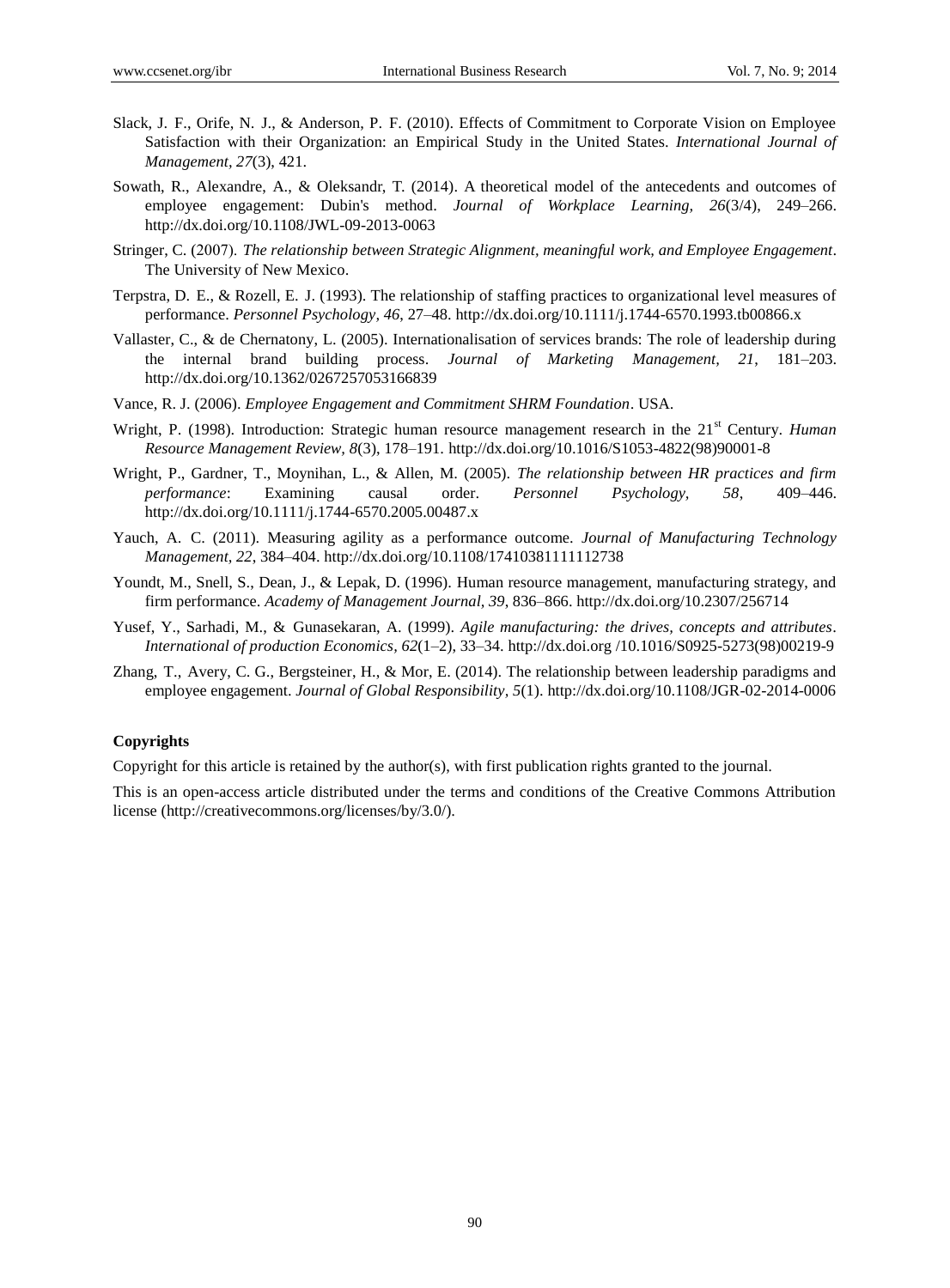Slack, J. F., Orife, N. J., & Anderson, P. F. (2010). Effects of Commitment to Corporate Vision on Employee Satisfaction with their Organization: an Empirical Study in the United States. *International Journal of Management, 27*(3), 421.

Sowath, R., Alexandre, A., & Oleksandr, T. (2014). A theoretical model of the antecedents and outcomes of employee engagement: Dubin's method. *Journal of Workplace Learning, 26*(3/4), 249–266. http://dx.doi.org/10.1108/JWL-09-2013-0063

Stringer, C. (2007). *The relationship between Strategic Alignment, meaningful work, and Employee Engagement*. The University of New Mexico.

Terpstra, D. E., & Rozell, E. J. (1993). The relationship of staffing practices to organizational level measures of performance. *Personnel Psychology, 46*, 27–48. http://dx.doi.org/10.1111/j.1744-6570.1993.tb00866.x

Vallaster, C., & de Chernatony, L. (2005). Internationalisation of services brands: The role of leadership during the internal brand building process. *Journal of Marketing Management, 21*, 181–203. http://dx.doi.org/10.1362/0267257053166839

Vance, R. J. (2006). *Employee Engagement and Commitment SHRM Foundation*. USA.

Wright, P. (1998). Introduction: Strategic human resource management research in the 21st Century. *Human Resource Management Review, 8*(3), 178–191. http://dx.doi.org/10.1016/S1053-4822(98)90001-8

Wright, P., Gardner, T., Moynihan, L., & Allen, M. (2005). *The relationship between HR practices and firm performance*: Examining causal order. *Personnel Psychology, 58*, 409–446. http://dx.doi.org/10.1111/j.1744-6570.2005.00487.x

Yauch, A. C. (2011). Measuring agility as a performance outcome. *Journal of Manufacturing Technology Management, 22*, 384–404. http://dx.doi.org/10.1108/17410381111112738

Youndt, M., Snell, S., Dean, J., & Lepak, D. (1996). Human resource management, manufacturing strategy, and firm performance. *Academy of Management Journal, 39*, 836–866. http://dx.doi.org/10.2307/256714

Yusef, Y., Sarhadi, M., & Gunasekaran, A. (1999). *Agile manufacturing: the drives, concepts and attributes*. *International of production Economics, 62*(1–2), 33–34. http://dx.doi.org /10.1016/S0925-5273(98)00219-9

Zhang, T., Avery, C. G., Bergsteiner, H., & Mor, E. (2014). The relationship between leadership paradigms and employee engagement. *Journal of Global Responsibility, 5*(1). http://dx.doi.org/10.1108/JGR-02-2014-0006

**Copyrights**

Copyright for this article is retained by the author(s), with first publication rights granted to the journal.

This is an open-access article distributed under the terms and conditions of the Creative Commons Attribution license (http://creativecommons.org/licenses/by/3.0/).